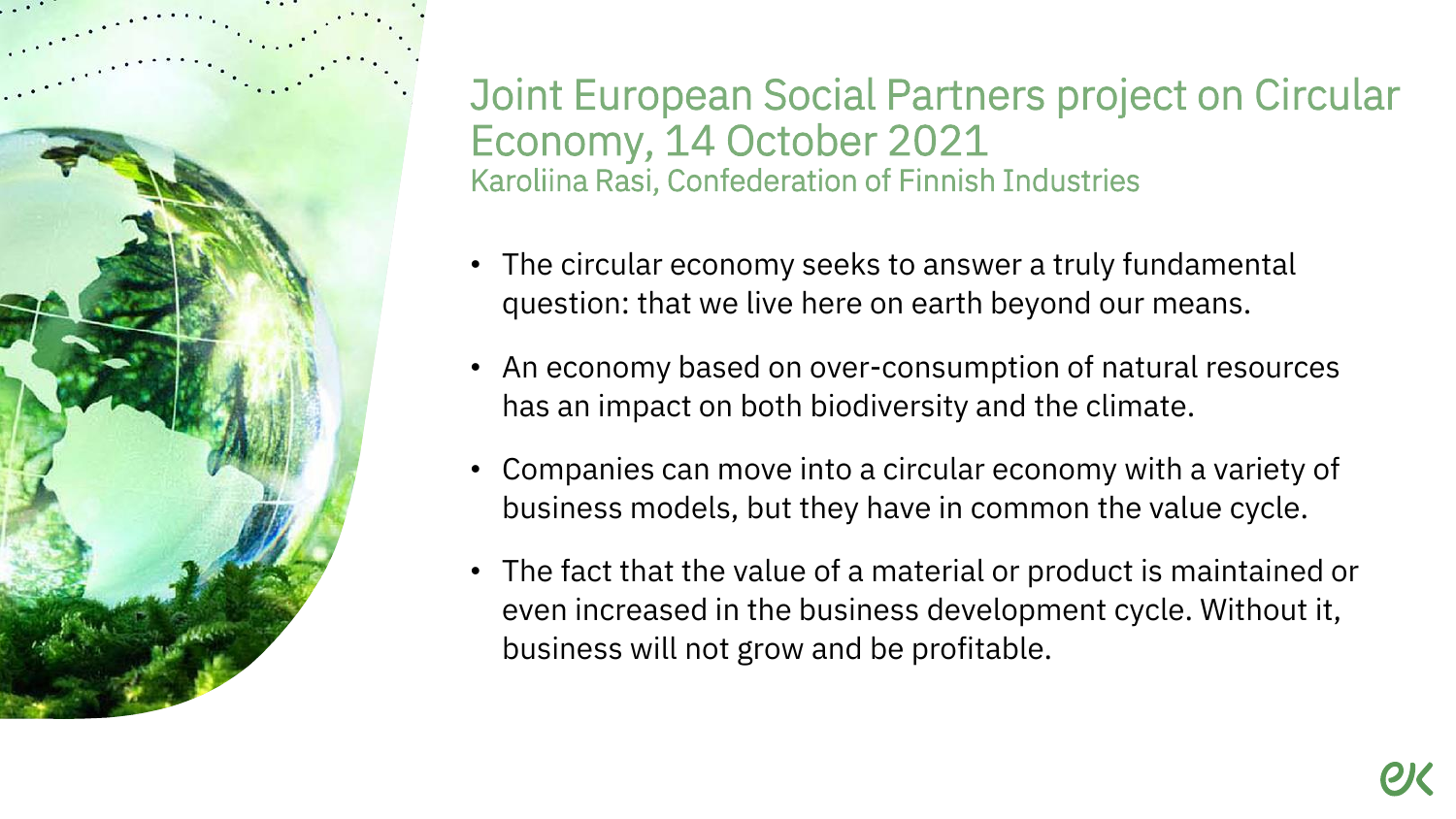# Joint European Social Partners project on Circular Economy, 14 October 2021

Karoliina Rasi, Confederation of Finnish Industries

- The circular economy seeks to answer a truly fundamental question: that we live here on earth beyond our means.
- An economy based on over-consumption of natural resources has an impact on both biodiversity and the climate.
- Companies can move into a circular economy with a variety of business models, but they have in common the value cycle.
- The fact that the value of a material or product is maintained or even increased in the business development cycle. Without it, business will not grow and be profitable.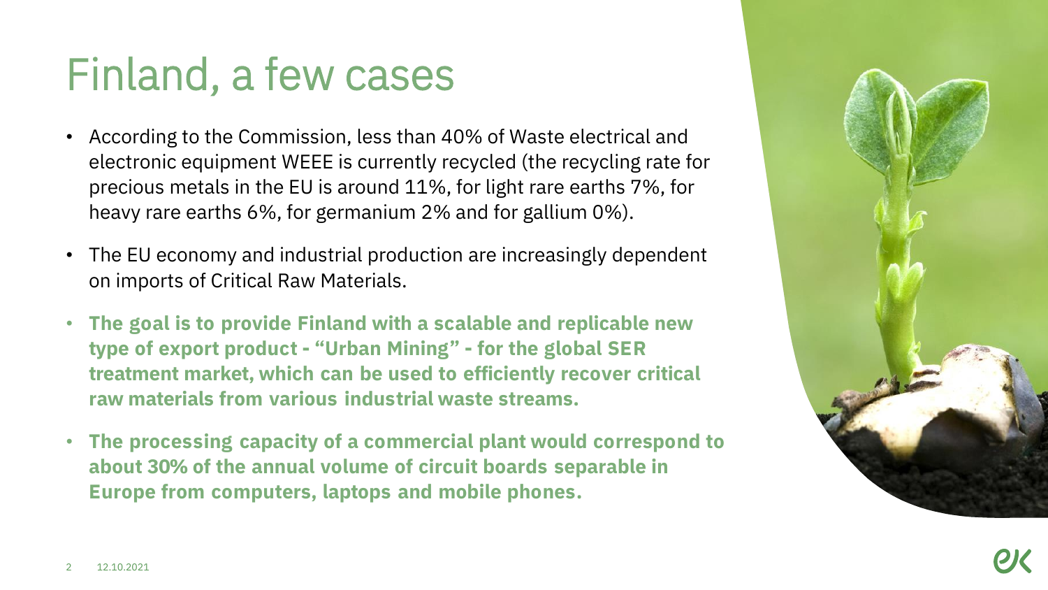# Finland, a few cases

- According to the Commission, less than 40% of Waste electrical and electronic equipment WEEE is currently recycled (the recycling rate for precious metals in the EU is around 11%, for light rare earths 7%, for heavy rare earths 6%, for germanium 2% and for gallium 0%).
- The EU economy and industrial production are increasingly dependent on imports of Critical Raw Materials.
- **The goal is to provide Finland with a scalable and replicable new type of export product - “Urban Mining” - for the global SER treatment market, which can be used to efficiently recover critical raw materials from various industrial waste streams.**
- **The processing capacity of a commercial plant would correspond to about 30% of the annual volume of circuit boards separable in Europe from computers, laptops and mobile phones.**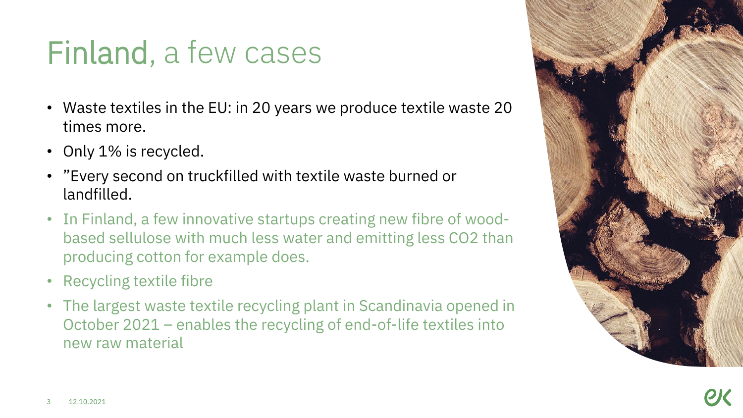# Finland, a few cases

- Waste textiles in the EU: in 20 years we produce textile waste 20 times more.
- Only 1% is recycled.
- ”Every second on truckfilled with textile waste burned or landfilled.
- In Finland, a few innovative startups creating new fibre of wood-based sellulose with much less water and emitting less $CO_2$ than producing cotton for example does.
- Recycling textile fibre
- The largest waste textile recycling plant in Scandinavia opened in October 2021 – enables the recycling of end-of-life textiles into new raw material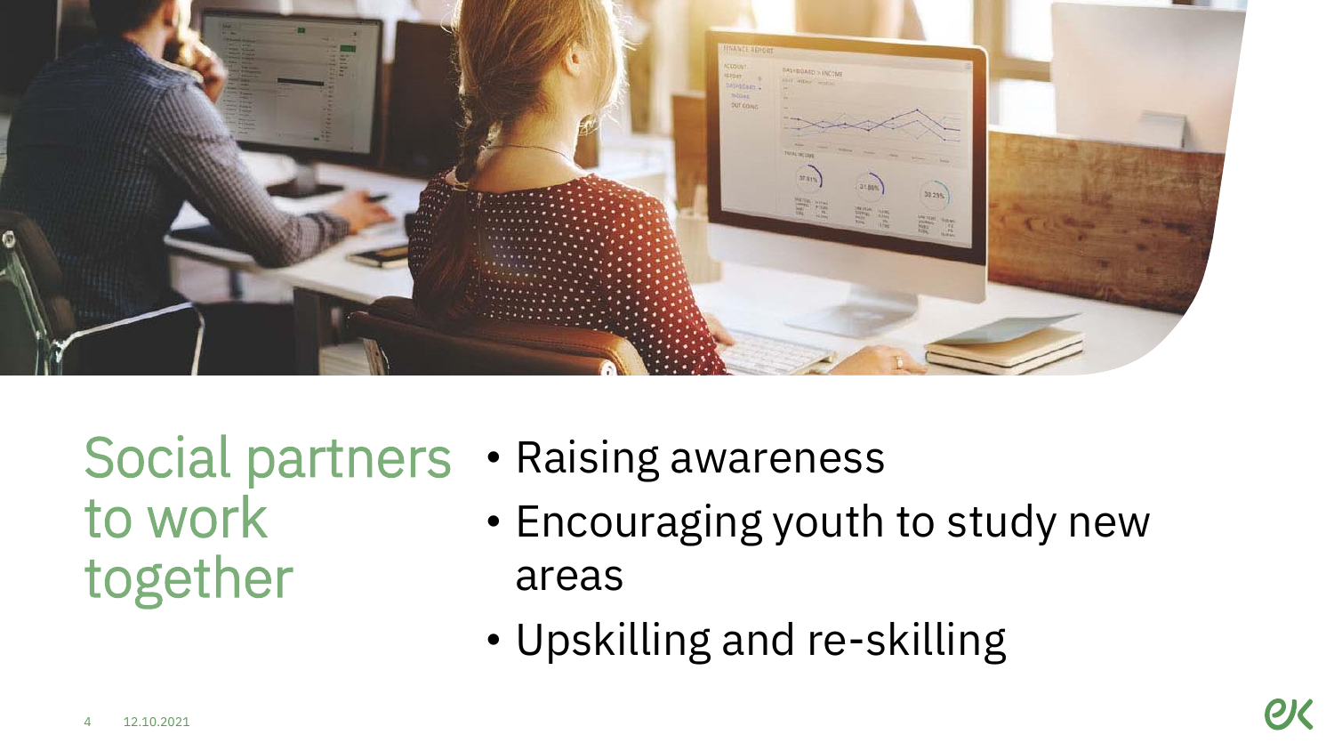# Social partners to work together

- Raising awareness
- Encouraging youth to study new areas
- Upskilling and re-skilling